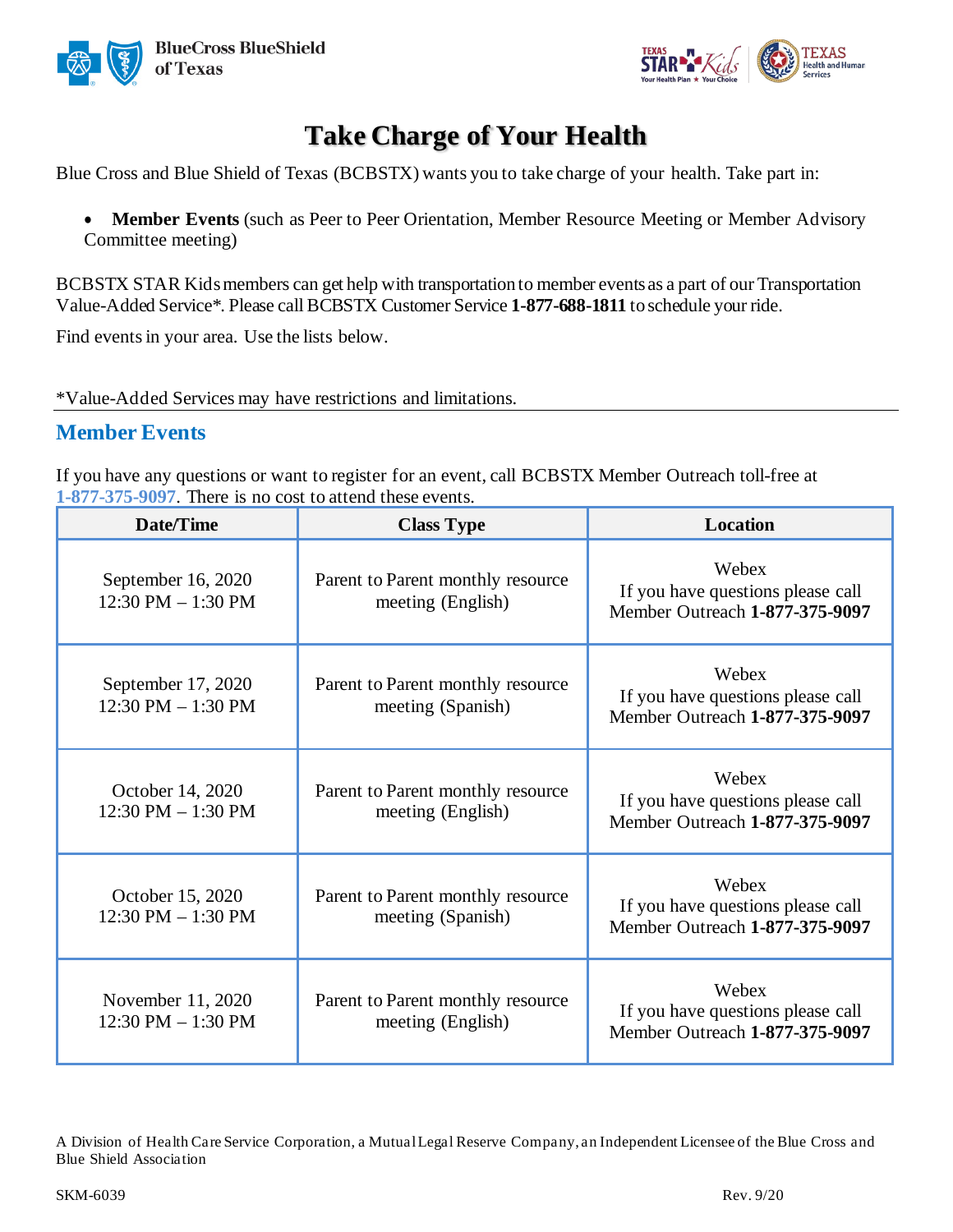# Take Charge of Your Health

Blue Cross and Blue Shield of Texas (BCBSTX) wants you to take charge of your health. Take part in:

- **Member Events** (such as Peer to Peer Orientation, Member Resource Meeting or Member Advisory Committee meeting)

BCBSTX STAR Kids members can get help with transportation to member events as a part of our Transportation Value-Added Service*. Please call BCBSTX Customer Service **1-877-688-1811** to schedule your ride.

Find events in your area. Use the lists below.

*Value-Added Services may have restrictions and limitations.

## Member Events

If you have any questions or want to register for an event, call BCBSTX Member Outreach toll-free at 1-877-375-9097. There is no cost to attend these events.

| Date/Time | Class Type | Location |
|---|---|---|
| September 16, 2020<br>12:30 PM – 1:30 PM | Parent to Parent monthly resource meeting (English) | Webex<br>If you have questions please call Member Outreach **1-877-375-9097** |
| September 17, 2020<br>12:30 PM – 1:30 PM | Parent to Parent monthly resource meeting (Spanish) | Webex<br>If you have questions please call Member Outreach **1-877-375-9097** |
| October 14, 2020<br>12:30 PM – 1:30 PM | Parent to Parent monthly resource meeting (English) | Webex<br>If you have questions please call Member Outreach **1-877-375-9097** |
| October 15, 2020<br>12:30 PM – 1:30 PM | Parent to Parent monthly resource meeting (Spanish) | Webex<br>If you have questions please call Member Outreach **1-877-375-9097** |
| November 11, 2020<br>12:30 PM – 1:30 PM | Parent to Parent monthly resource meeting (English) | Webex<br>If you have questions please call Member Outreach **1-877-375-9097** |

A Division of Health Care Service Corporation, a Mutual Legal Reserve Company, an Independent Licensee of the Blue Cross and Blue Shield Association

SKM-6039 Rev. 9/20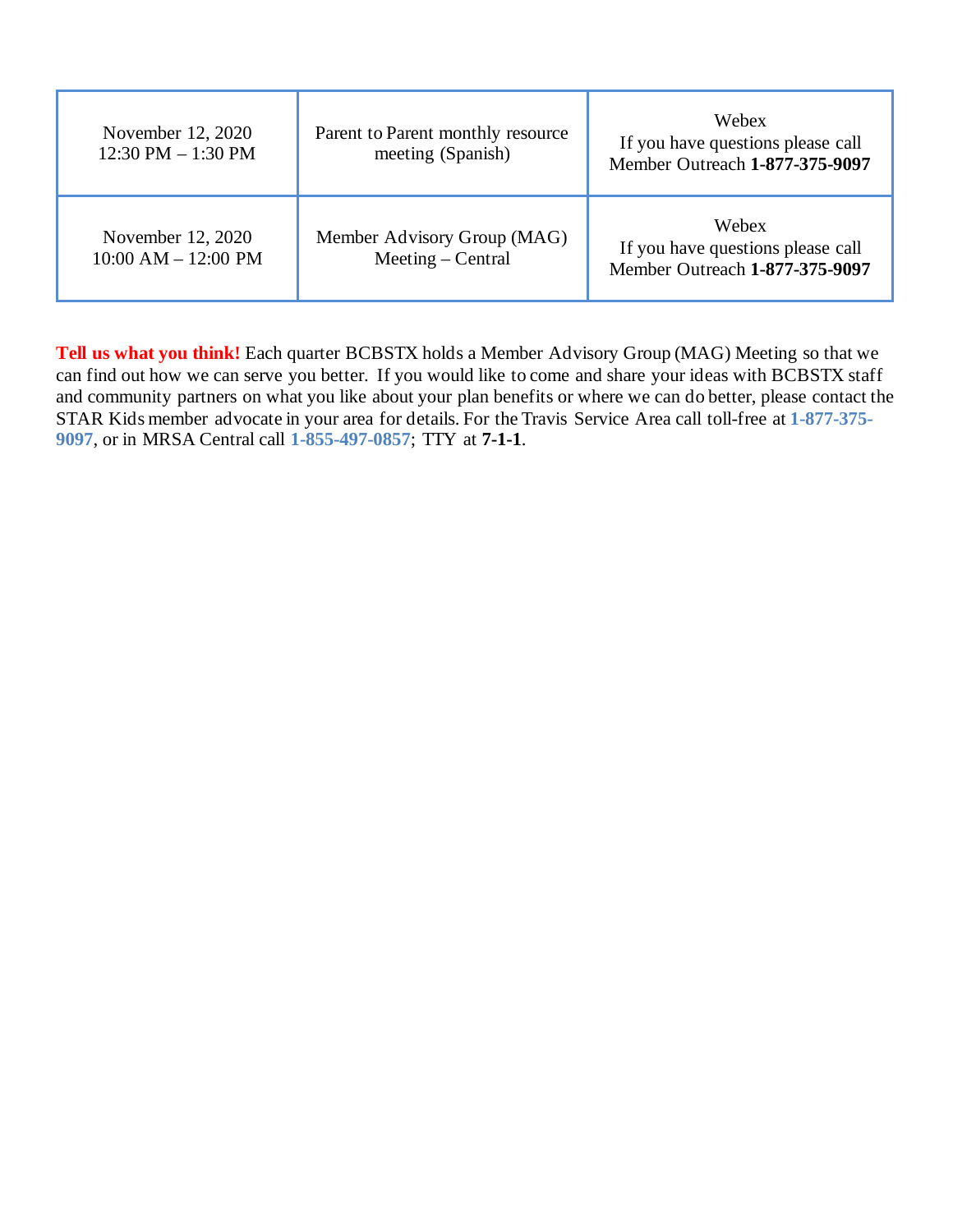| | | |
|---|---|---|
| November 12, 2020<br>12:30 PM – 1:30 PM | Parent to Parent monthly resource meeting (Spanish) | Webex<br>If you have questions please call Member Outreach **1-877-375-9097** |
| November 12, 2020<br>10:00 AM – 12:00 PM | Member Advisory Group (MAG) Meeting – Central | Webex<br>If you have questions please call Member Outreach **1-877-375-9097** |

**Tell us what you think!** Each quarter BCBSTX holds a Member Advisory Group (MAG) Meeting so that we can find out how we can serve you better. If you would like to come and share your ideas with BCBSTX staff and community partners on what you like about your plan benefits or where we can do better, please contact the STAR Kids member advocate in your area for details. For the Travis Service Area call toll-free at **1-877-375-9097**, or in MRSA Central call **1-855-497-0857**; TTY at **7-1-1**.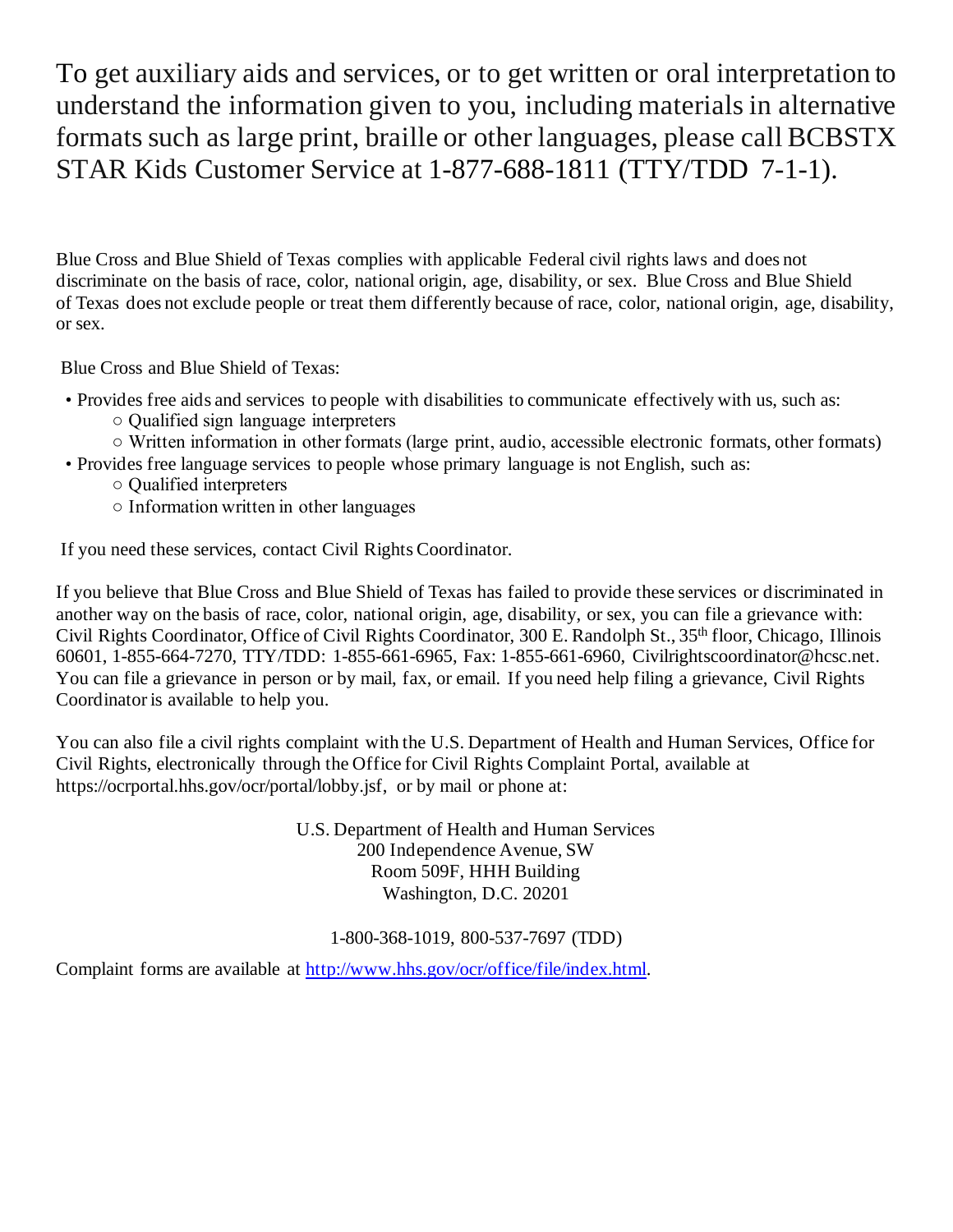To get auxiliary aids and services, or to get written or oral interpretation to understand the information given to you, including materials in alternative formats such as large print, braille or other languages, please call BCBSTX STAR Kids Customer Service at 1-877-688-1811 (TTY/TDD 7-1-1).

Blue Cross and Blue Shield of Texas complies with applicable Federal civil rights laws and does not discriminate on the basis of race, color, national origin, age, disability, or sex. Blue Cross and Blue Shield of Texas does not exclude people or treat them differently because of race, color, national origin, age, disability, or sex.

Blue Cross and Blue Shield of Texas:

- Provides free aids and services to people with disabilities to communicate effectively with us, such as:
  - Qualified sign language interpreters
  - Written information in other formats (large print, audio, accessible electronic formats, other formats)
- Provides free language services to people whose primary language is not English, such as:
  - Qualified interpreters
  - Information written in other languages

If you need these services, contact Civil Rights Coordinator.

If you believe that Blue Cross and Blue Shield of Texas has failed to provide these services or discriminated in another way on the basis of race, color, national origin, age, disability, or sex, you can file a grievance with: Civil Rights Coordinator, Office of Civil Rights Coordinator, 300 E. Randolph St., 35th floor, Chicago, Illinois 60601, 1-855-664-7270, TTY/TDD: 1-855-661-6965, Fax: 1-855-661-6960, Civilrightscoordinator@hcsc.net. You can file a grievance in person or by mail, fax, or email. If you need help filing a grievance, Civil Rights Coordinator is available to help you.

You can also file a civil rights complaint with the U.S. Department of Health and Human Services, Office for Civil Rights, electronically through the Office for Civil Rights Complaint Portal, available at https://ocrportal.hhs.gov/ocr/portal/lobby.jsf, or by mail or phone at:

U.S. Department of Health and Human Services
200 Independence Avenue, SW
Room 509F, HHH Building
Washington, D.C. 20201

1-800-368-1019, 800-537-7697 (TDD)

Complaint forms are available at [http://www.hhs.gov/ocr/office/file/index.html](http://www.hhs.gov/ocr/office/file/index.html).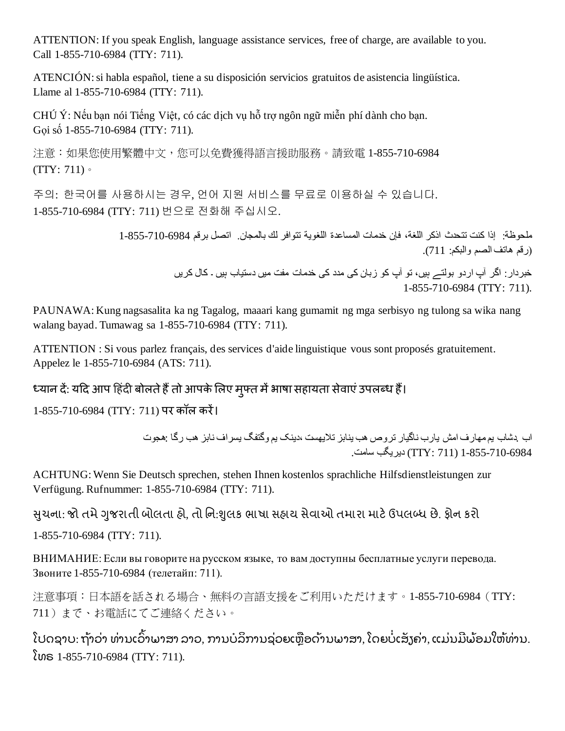ATTENTION: If you speak English, language assistance services, free of charge, are available to you. Call 1-855-710-6984 (TTY: 711).

ATENCIÓN: si habla español, tiene a su disposición servicios gratuitos de asistencia lingüística. Llame al 1-855-710-6984 (TTY: 711).

CHÚ Ý: Nếu bạn nói Tiếng Việt, có các dịch vụ hỗ trợ ngôn ngữ miễn phí dành cho bạn. Gọi số 1-855-710-6984 (TTY: 711).

注意：如果您使用繁體中文，您可以免費獲得語言援助服務。請致電 1-855-710-6984 (TTY: 711)。

주의: 한국어를 사용하시는 경우, 언어 지원 서비스를 무료로 이용하실 수 있습니다. 1-855-710-6984 (TTY: 711) 번으로 전화해 주십시오.

ملحوظة: إذا كنت تتحدث اذكر اللغة، فإن خدمات المساعدة اللغوية تتوافر لك بالمجان. اتصل برقم 1-855-710-6984 (رقم هاتف الصم والبكم: 711).

خبردار: اگر آپ اردو بولتے ہیں، تو آپ کو زبان کی مدد کی خدمات مفت میں دستیاب ہیں ۔ کال کریں 1-855-710-6984 (TTY: 711).

PAUNAWA: Kung nagsasalita ka ng Tagalog, maaari kang gumamit ng mga serbisyo ng tulong sa wika nang walang bayad. Tumawag sa 1-855-710-6984 (TTY: 711).

ATTENTION : Si vous parlez français, des services d'aide linguistique vous sont proposés gratuitement. Appelez le 1-855-710-6984 (ATS: 711).

ध्यान दें: यदि आप हिंदी बोलते हैं तो आपके लिए मुफ्त में भाषा सहायता सेवाएं उपलब्ध हैं।

1-855-710-6984 (TTY: 711) पर कॉल करें।

توجه: اگر به زبان فارسی گفتگو می کنید، تسهیلات زبانی بصورت رایگان برای شما فراهم می باشد. با 1-855-710-6984 (TTY: 711) تماس بگیرید.

ACHTUNG: Wenn Sie Deutsch sprechen, stehen Ihnen kostenlos sprachliche Hilfsdienstleistungen zur Verfügung. Rufnummer: 1-855-710-6984 (TTY: 711).

સુચના: જો તમે ગુજરાતી બોલતા હો, તો નિ:શુલ્ક ભાષા સહાય સેવાઓ તમારા માટે ઉપલબ્ધ છે. ફોન કરો

1-855-710-6984 (TTY: 711).

ВНИМАНИЕ: Если вы говорите на русском языке, то вам доступны бесплатные услуги перевода. Звоните 1-855-710-6984 (телетайп: 711).

注意事項：日本語を話される場合、無料の言語支援をご利用いただけます。1-855-710-6984（TTY: 711）まで、お電話にてご連絡ください。

ໂປດຊາບ: ຖ້າວ່າ ທ່ານເວົ້າພາສາ ລາວ, ການບໍລິການຊ່ວຍເຫຼືອດ້ານພາສາ, ໂດຍບໍ່ເສັຽຄ່າ, ແມ່ນມີພ້ອມໃຫ້ທ່ານ. ໂທຣ 1-855-710-6984 (TTY: 711).